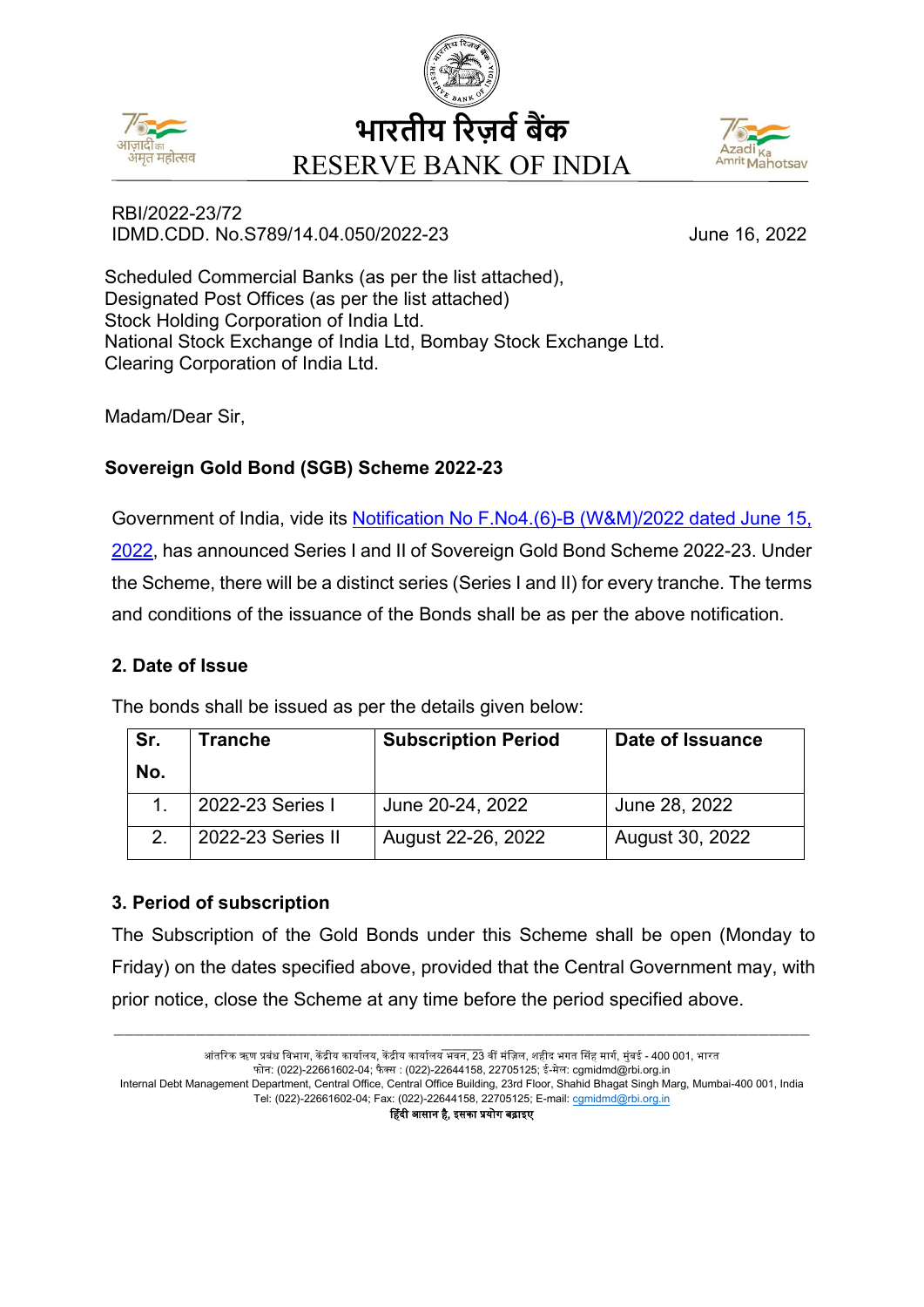# भारतीय रिज़र्व बैंक
# RESERVE BANK OF INDIA

RBI/2022-23/72
IDMD.CDD. No.S789/14.04.050/2022-23

June 16, 2022

Scheduled Commercial Banks (as per the list attached),
Designated Post Offices (as per the list attached)
Stock Holding Corporation of India Ltd.
National Stock Exchange of India Ltd, Bombay Stock Exchange Ltd.
Clearing Corporation of India Ltd.

Madam/Dear Sir,

**Sovereign Gold Bond (SGB) Scheme 2022-23**

Government of India, vide its Notification No F.No4.(6)-B (W&M)/2022 dated June 15, 2022, has announced Series I and II of Sovereign Gold Bond Scheme 2022-23. Under the Scheme, there will be a distinct series (Series I and II) for every tranche. The terms and conditions of the issuance of the Bonds shall be as per the above notification.

**2. Date of Issue**

The bonds shall be issued as per the details given below:

| Sr. No. | Tranche | Subscription Period | Date of Issuance |
|---|---|---|---|
| 1. | 2022-23 Series I | June 20-24, 2022 | June 28, 2022 |
| 2. | 2022-23 Series II | August 22-26, 2022 | August 30, 2022 |

**3. Period of subscription**

The Subscription of the Gold Bonds under this Scheme shall be open (Monday to Friday) on the dates specified above, provided that the Central Government may, with prior notice, close the Scheme at any time before the period specified above.

आंतरिक ऋण प्रबंध विभाग, केंद्रीय कार्यालय, केंद्रीय कार्यालय भवन, 23 वीं मंज़िल, शहीद भगत सिंह मार्ग, मुंबई - 400 001, भारत
फोन: (022)-22661602-04; फैक्स : (022)-22644158, 22705125; ई-मेल: cgmidmd@rbi.org.in
Internal Debt Management Department, Central Office, Central Office Building, 23rd Floor, Shahid Bhagat Singh Marg, Mumbai-400 001, India
Tel: (022)-22661602-04; Fax: (022)-22644158, 22705125; E-mail: cgmidmd@rbi.org.in
हिंदी आसान है, इसका प्रयोग बढ़ाइए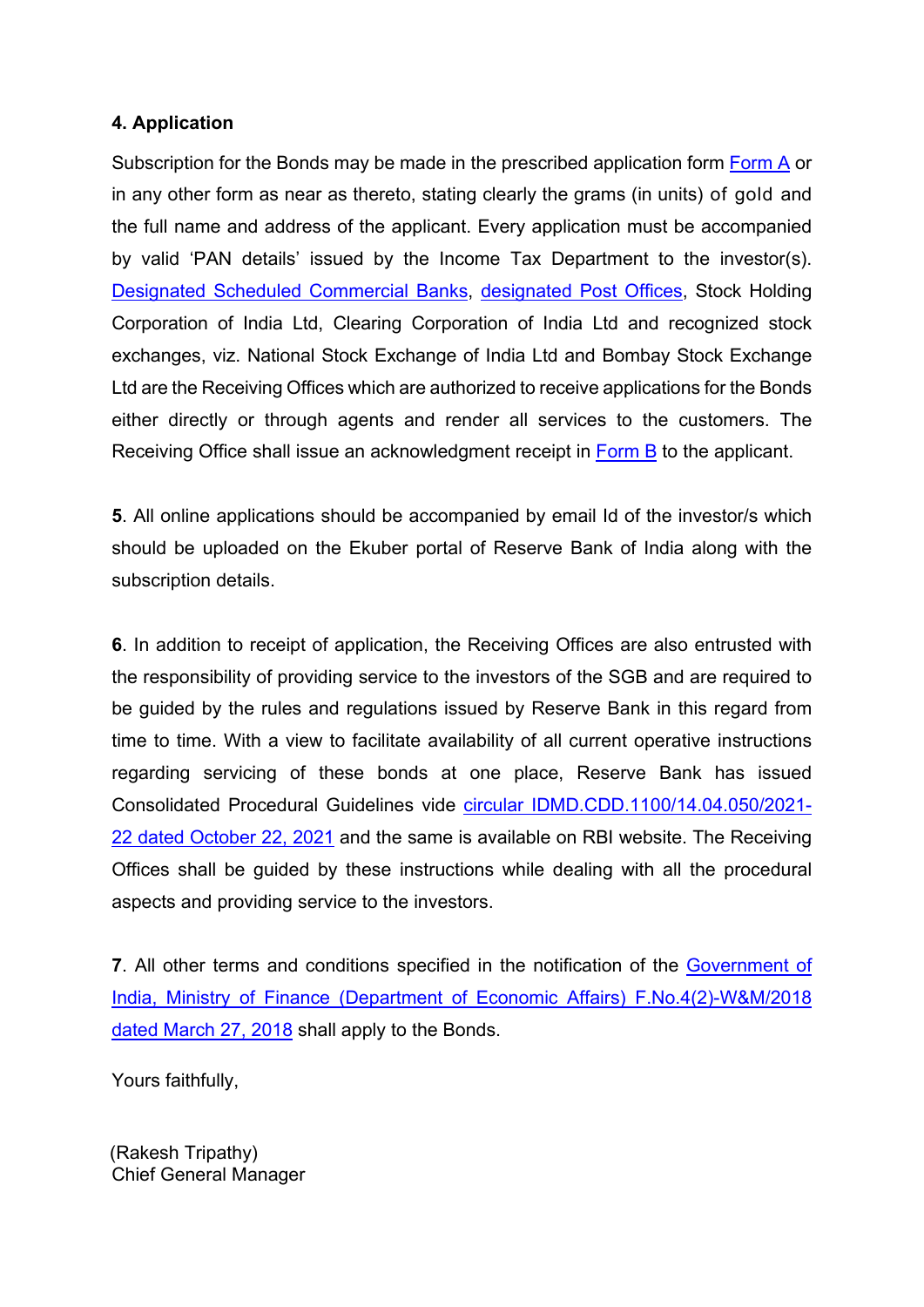**4. Application**

Subscription for the Bonds may be made in the prescribed application form Form A or in any other form as near as thereto, stating clearly the grams (in units) of gold and the full name and address of the applicant. Every application must be accompanied by valid 'PAN details' issued by the Income Tax Department to the investor(s). Designated Scheduled Commercial Banks, designated Post Offices, Stock Holding Corporation of India Ltd, Clearing Corporation of India Ltd and recognized stock exchanges, viz. National Stock Exchange of India Ltd and Bombay Stock Exchange Ltd are the Receiving Offices which are authorized to receive applications for the Bonds either directly or through agents and render all services to the customers. The Receiving Office shall issue an acknowledgment receipt in Form B to the applicant.

**5**. All online applications should be accompanied by email Id of the investor/s which should be uploaded on the Ekuber portal of Reserve Bank of India along with the subscription details.

**6**. In addition to receipt of application, the Receiving Offices are also entrusted with the responsibility of providing service to the investors of the SGB and are required to be guided by the rules and regulations issued by Reserve Bank in this regard from time to time. With a view to facilitate availability of all current operative instructions regarding servicing of these bonds at one place, Reserve Bank has issued Consolidated Procedural Guidelines vide circular IDMD.CDD.1100/14.04.050/2021-22 dated October 22, 2021 and the same is available on RBI website. The Receiving Offices shall be guided by these instructions while dealing with all the procedural aspects and providing service to the investors.

**7**. All other terms and conditions specified in the notification of the Government of India, Ministry of Finance (Department of Economic Affairs) F.No.4(2)-W&M/2018 dated March 27, 2018 shall apply to the Bonds.

Yours faithfully,

(Rakesh Tripathy)
Chief General Manager